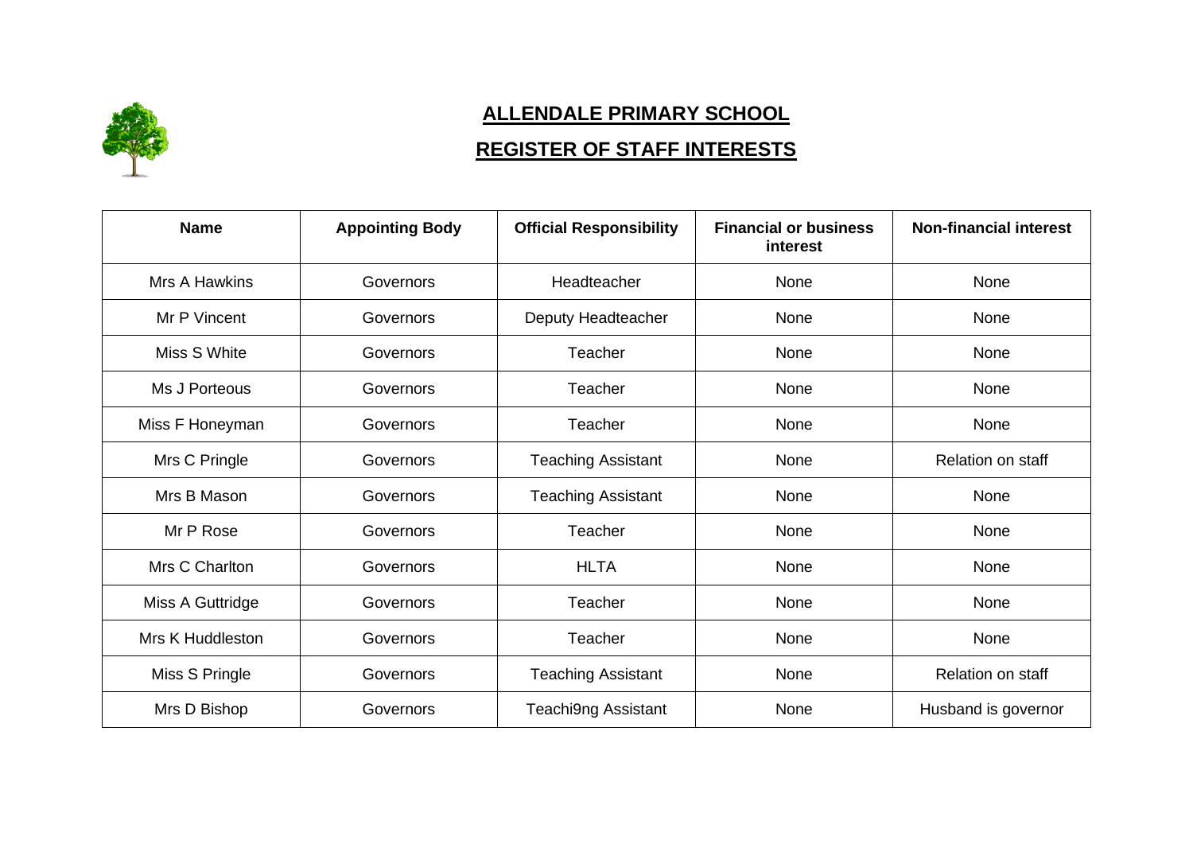# ALLENDALE PRIMARY SCHOOL

## REGISTER OF STAFF INTERESTS

| Name | Appointing Body | Official Responsibility | Financial or business interest | Non-financial interest |
|---|---|---|---|---|
| Mrs A Hawkins | Governors | Headteacher | None | None |
| Mr P Vincent | Governors | Deputy Headteacher | None | None |
| Miss S White | Governors | Teacher | None | None |
| Ms J Porteous | Governors | Teacher | None | None |
| Miss F Honeyman | Governors | Teacher | None | None |
| Mrs C Pringle | Governors | Teaching Assistant | None | Relation on staff |
| Mrs B Mason | Governors | Teaching Assistant | None | None |
| Mr P Rose | Governors | Teacher | None | None |
| Mrs C Charlton | Governors | HLTA | None | None |
| Miss A Guttridge | Governors | Teacher | None | None |
| Mrs K Huddleston | Governors | Teacher | None | None |
| Miss S Pringle | Governors | Teaching Assistant | None | Relation on staff |
| Mrs D Bishop | Governors | Teachi9ng Assistant | None | Husband is governor |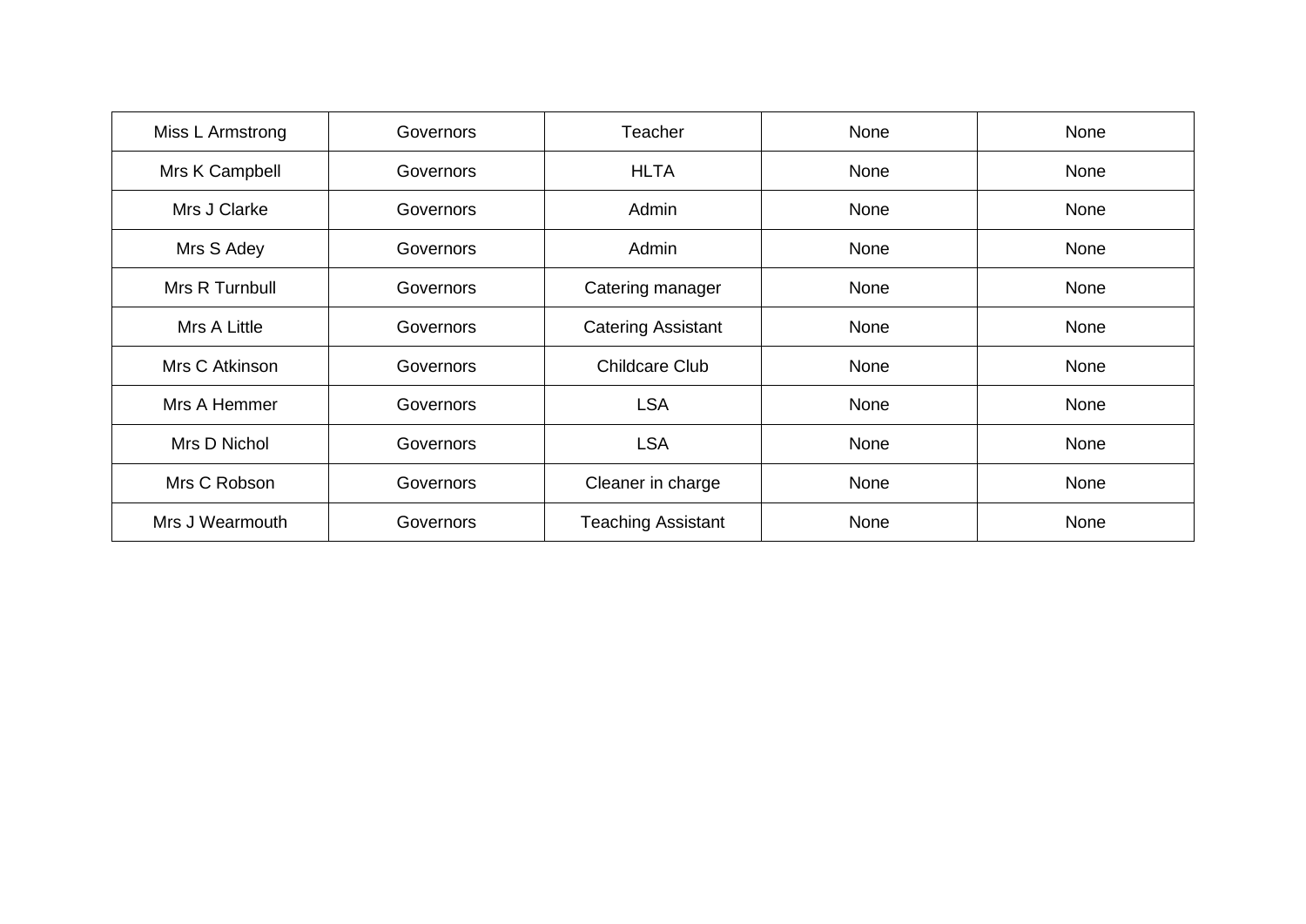| | | | | |
|---|---|---|---|---|
| Miss L Armstrong | Governors | Teacher | None | None |
| Mrs K Campbell | Governors | HLTA | None | None |
| Mrs J Clarke | Governors | Admin | None | None |
| Mrs S Adey | Governors | Admin | None | None |
| Mrs R Turnbull | Governors | Catering manager | None | None |
| Mrs A Little | Governors | Catering Assistant | None | None |
| Mrs C Atkinson | Governors | Childcare Club | None | None |
| Mrs A Hemmer | Governors | LSA | None | None |
| Mrs D Nichol | Governors | LSA | None | None |
| Mrs C Robson | Governors | Cleaner in charge | None | None |
| Mrs J Wearmouth | Governors | Teaching Assistant | None | None |